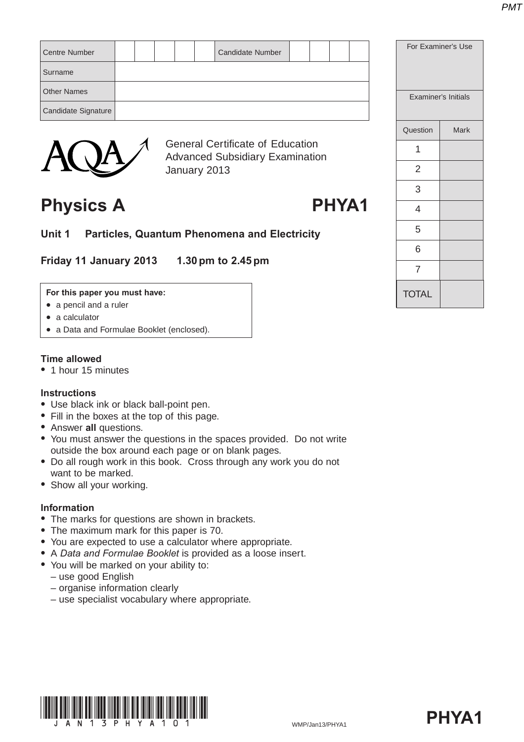| Centre Number | | | | | | Candidate Number | | | | |
|---|---|---|---|---|---|---|---|---|---|---|
| Surname | | | | | | | | | | |
| Other Names | | | | | | | | | | |
| Candidate Signature | | | | | | | | | | |

| For Examiner's Use | |
|---|---|
| Examiner's Initials | |
| Question | Mark |
| 1 | |
| 2 | |
| 3 | |
| 4 | |
| 5 | |
| 6 | |
| 7 | |
| TOTAL | |

General Certificate of Education
Advanced Subsidiary Examination
January 2013

# Physics A PHYA1

## Unit 1 Particles, Quantum Phenomena and Electricity

**Friday 11 January 2013 1.30 pm to 2.45 pm**

**For this paper you must have:**
- a pencil and a ruler
- a calculator
- a Data and Formulae Booklet (enclosed).

**Time allowed**
- 1 hour 15 minutes

**Instructions**
- Use black ink or black ball-point pen.
- Fill in the boxes at the top of this page.
- Answer **all** questions.
- You must answer the questions in the spaces provided. Do not write outside the box around each page or on blank pages.
- Do all rough work in this book. Cross through any work you do not want to be marked.
- Show all your working.

**Information**
- The marks for questions are shown in brackets.
- The maximum mark for this paper is 70.
- You are expected to use a calculator where appropriate.
- A *Data and Formulae Booklet* is provided as a loose insert.
- You will be marked on your ability to:
  – use good English
  – organise information clearly
  – use specialist vocabulary where appropriate.

WMP/Jan13/PHYA1

**PHYA1**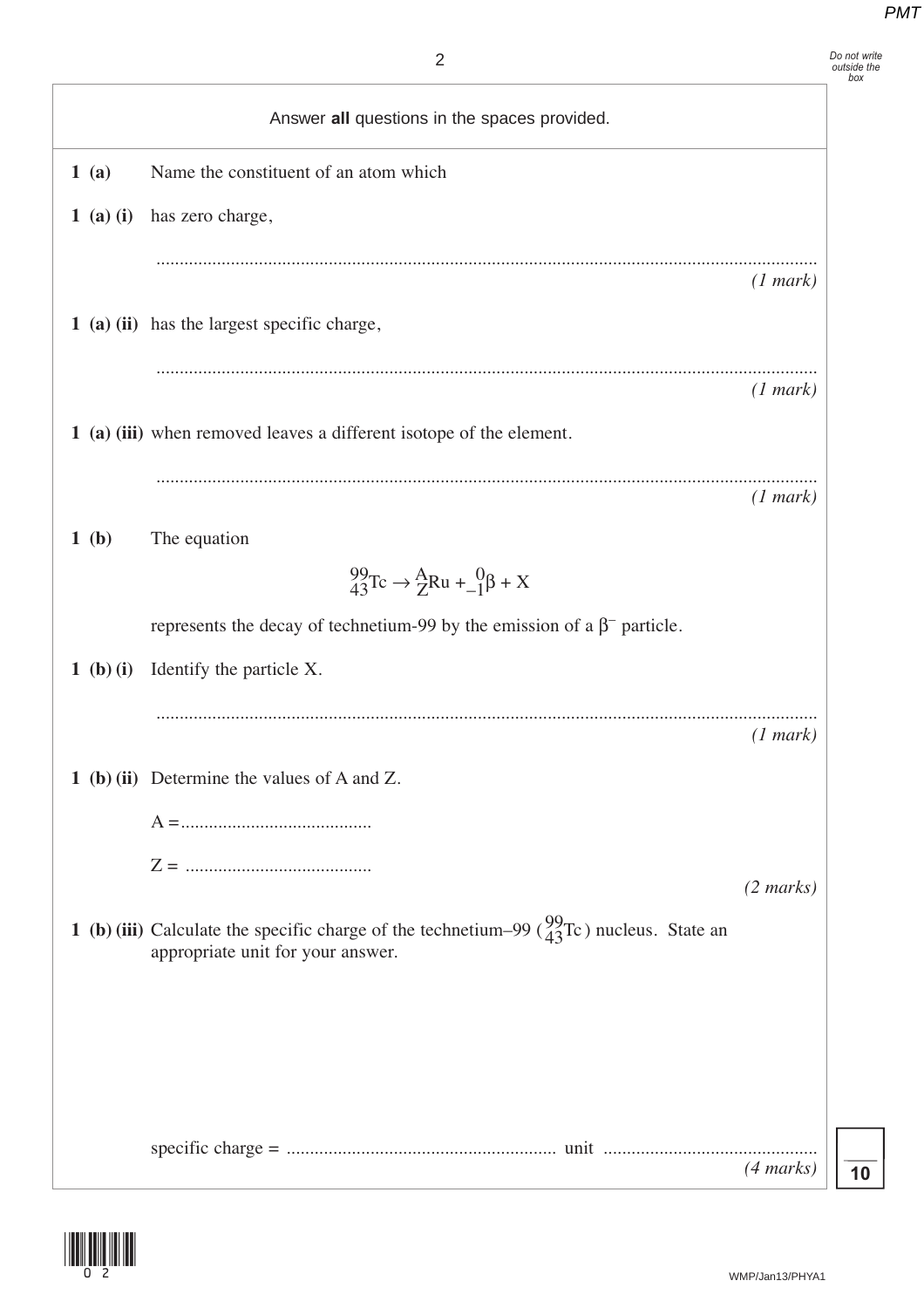Answer **all** questions in the spaces provided.

**1 (a)** Name the constituent of an atom which

**1 (a) (i)** has zero charge,

.............................................................................................................................................

*(1 mark)*

**1 (a) (ii)** has the largest specific charge,

.............................................................................................................................................

*(1 mark)*

**1 (a) (iii)** when removed leaves a different isotope of the element.

.............................................................................................................................................

*(1 mark)*

**1 (b)** The equation

$$^{99}_{43}\text{Tc} \rightarrow {}^{A}_{Z}\text{Ru} + {}^{0}_{-1}\beta + \text{X}$$

represents the decay of technetium-99 by the emission of a $\beta^-$ particle.

**1 (b) (i)** Identify the particle X.

.............................................................................................................................................

*(1 mark)*

**1 (b) (ii)** Determine the values of A and Z.

A =.........................................

Z = ........................................

*(2 marks)*

**1 (b) (iii)** Calculate the specific charge of the technetium–99 ($^{99}_{43}\text{Tc}$) nucleus. State an appropriate unit for your answer.

specific charge = .......................................................... unit .............................................

*(4 marks)*

10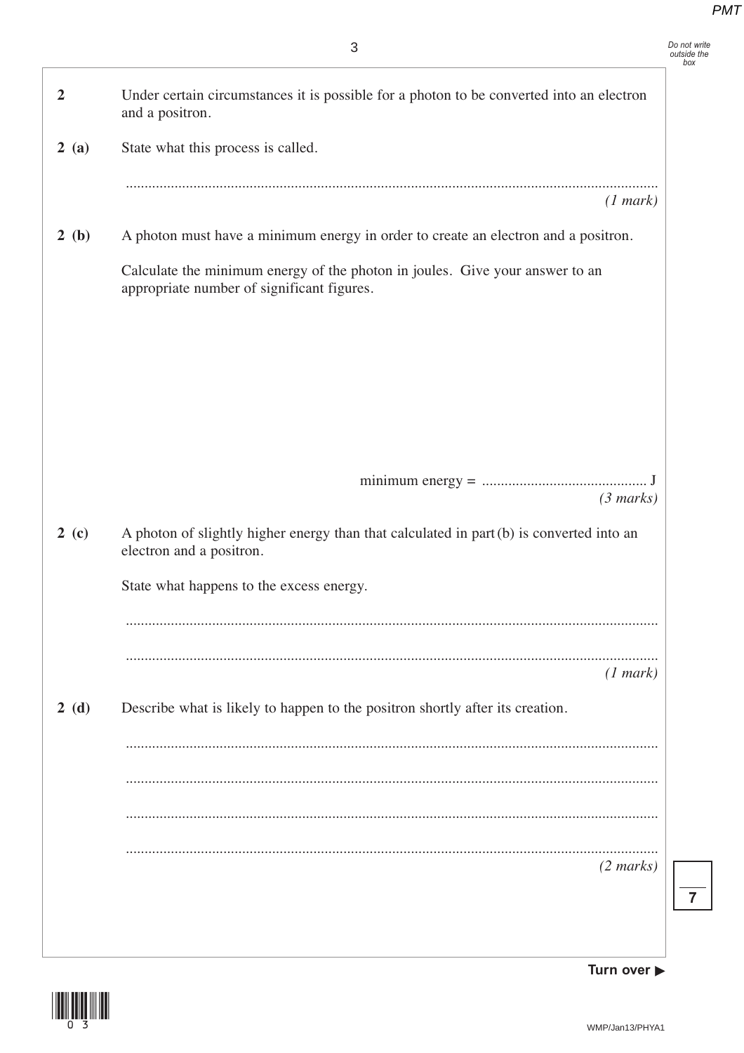**2** Under certain circumstances it is possible for a photon to be converted into an electron and a positron.

**2 (a)** State what this process is called.

............................................................................................................................................

*(1 mark)*

**2 (b)** A photon must have a minimum energy in order to create an electron and a positron.

Calculate the minimum energy of the photon in joules. Give your answer to an appropriate number of significant figures.

minimum energy = ........................................... J

*(3 marks)*

**2 (c)** A photon of slightly higher energy than that calculated in part (b) is converted into an electron and a positron.

State what happens to the excess energy.

............................................................................................................................................

............................................................................................................................................

*(1 mark)*

**2 (d)** Describe what is likely to happen to the positron shortly after its creation.

............................................................................................................................................

............................................................................................................................................

............................................................................................................................................

............................................................................................................................................

*(2 marks)*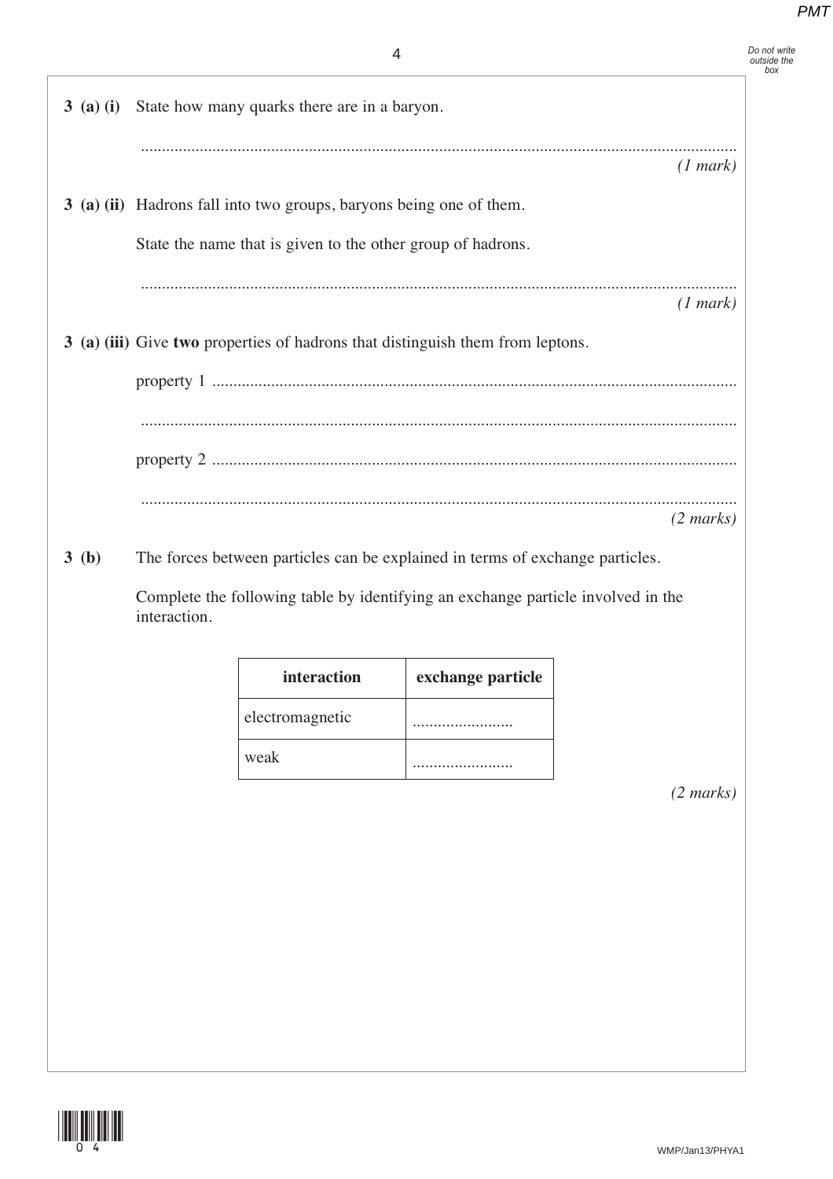**3 (a) (i)** State how many quarks there are in a baryon.

.............................................................................................................................................

*(1 mark)*

**3 (a) (ii)** Hadrons fall into two groups, baryons being one of them.

State the name that is given to the other group of hadrons.

.............................................................................................................................................

*(1 mark)*

**3 (a) (iii)** Give **two** properties of hadrons that distinguish them from leptons.

property 1 ...............................................................................................................................

.............................................................................................................................................

property 2 ...............................................................................................................................

.............................................................................................................................................

*(2 marks)*

**3 (b)** The forces between particles can be explained in terms of exchange particles.

Complete the following table by identifying an exchange particle involved in the interaction.

| **interaction** | **exchange particle** |
|---|---|
| electromagnetic | ........................ |
| weak | ........................ |

*(2 marks)*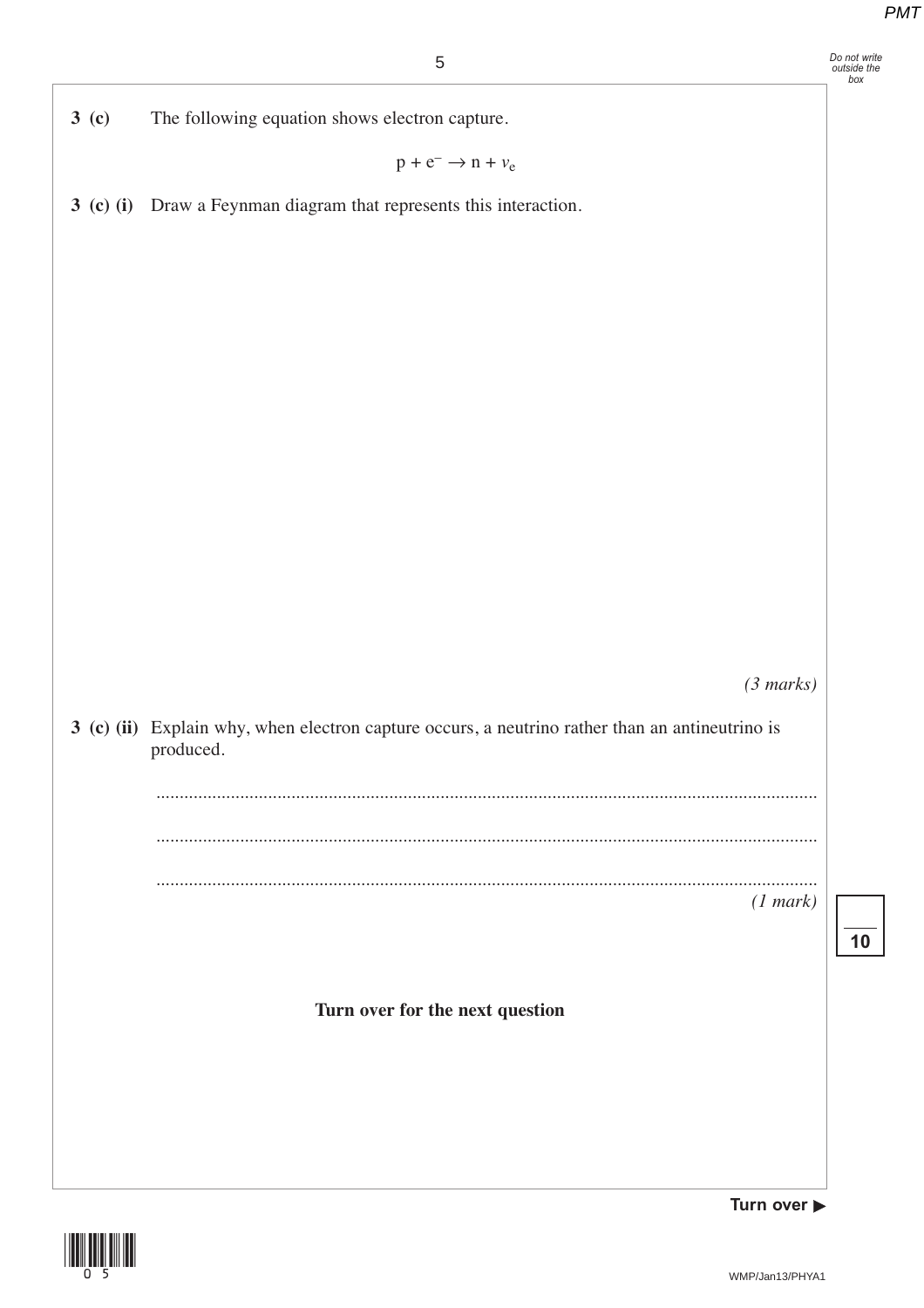**3 (c)** The following equation shows electron capture.

$$p + e^- \rightarrow n + \nu_e$$

**3 (c) (i)** Draw a Feynman diagram that represents this interaction.

*(3 marks)*

**3 (c) (ii)** Explain why, when electron capture occurs, a neutrino rather than an antineutrino is produced.

.............................................................................................................................................

.............................................................................................................................................

.............................................................................................................................................

*(1 mark)*

**Turn over for the next question**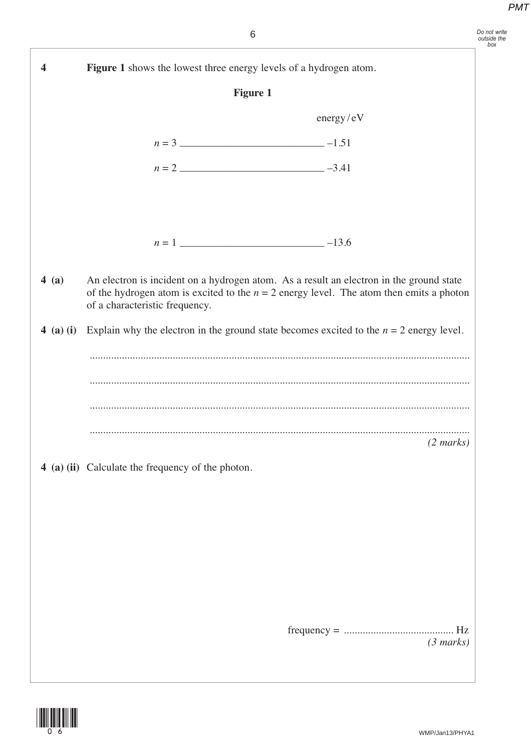**4** **Figure 1** shows the lowest three energy levels of a hydrogen atom.

**Figure 1**

| | energy / eV |
|---|---|
| $n = 3$ | –1.51 |
| $n = 2$ | –3.41 |
| $n = 1$ | –13.6 |

**4 (a)** An electron is incident on a hydrogen atom. As a result an electron in the ground state of the hydrogen atom is excited to the $n = 2$ energy level. The atom then emits a photon of a characteristic frequency.

**4 (a) (i)** Explain why the electron in the ground state becomes excited to the $n = 2$ energy level.

............................................................................................................................................

............................................................................................................................................

............................................................................................................................................

............................................................................................................................................

*(2 marks)*

**4 (a) (ii)** Calculate the frequency of the photon.

frequency = ......................................... Hz

*(3 marks)*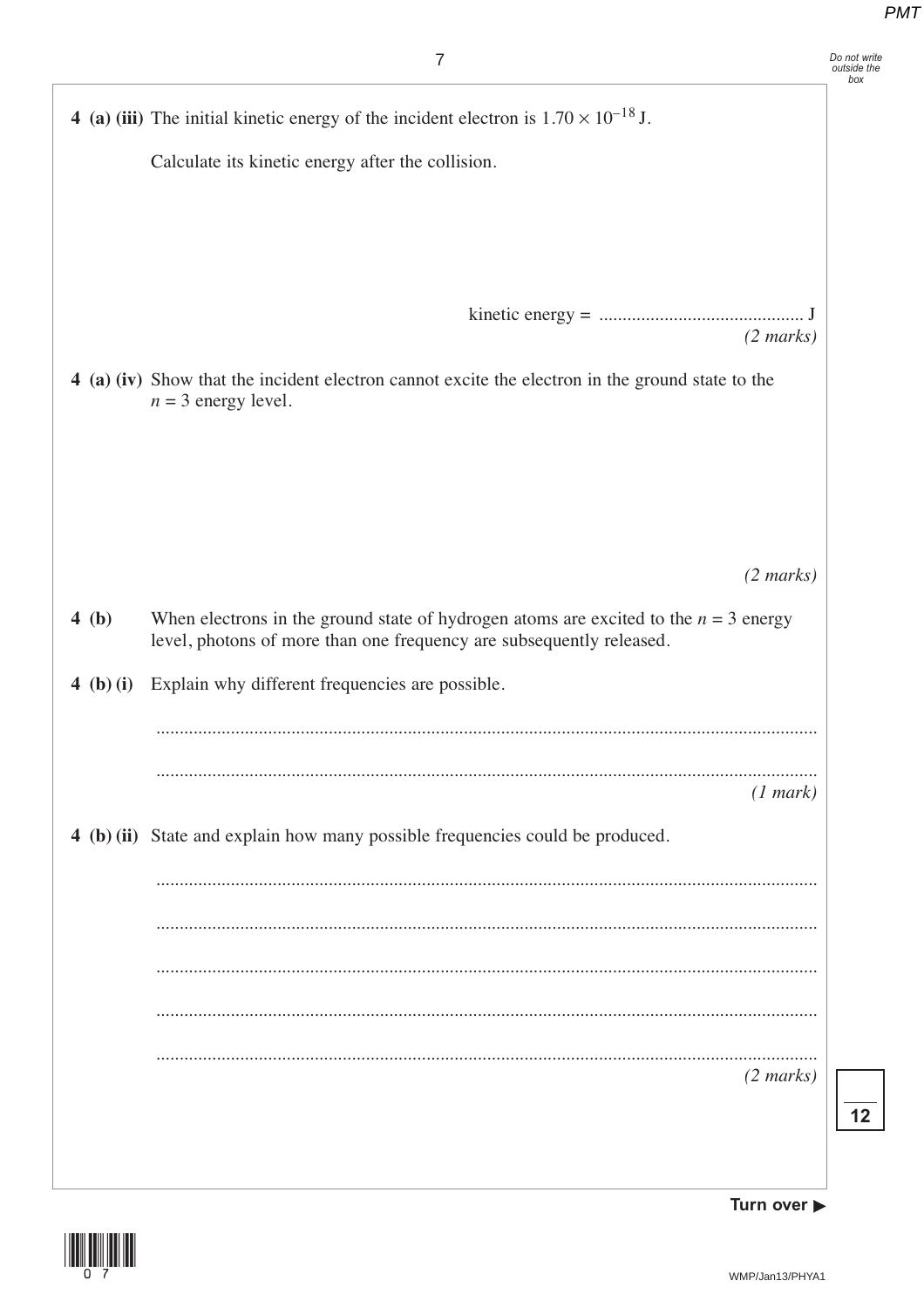**4 (a) (iii)** The initial kinetic energy of the incident electron is $1.70 \times 10^{-18}$ J.

Calculate its kinetic energy after the collision.

kinetic energy = ............................................ J

*(2 marks)*

**4 (a) (iv)** Show that the incident electron cannot excite the electron in the ground state to the $n = 3$ energy level.

*(2 marks)*

**4 (b)** When electrons in the ground state of hydrogen atoms are excited to the $n = 3$ energy level, photons of more than one frequency are subsequently released.

**4 (b) (i)** Explain why different frequencies are possible.

.............................................................................................................................................

.............................................................................................................................................

*(1 mark)*

**4 (b) (ii)** State and explain how many possible frequencies could be produced.

.............................................................................................................................................

.............................................................................................................................................

.............................................................................................................................................

.............................................................................................................................................

.............................................................................................................................................

*(2 marks)*

**12**

**Turn over ▶**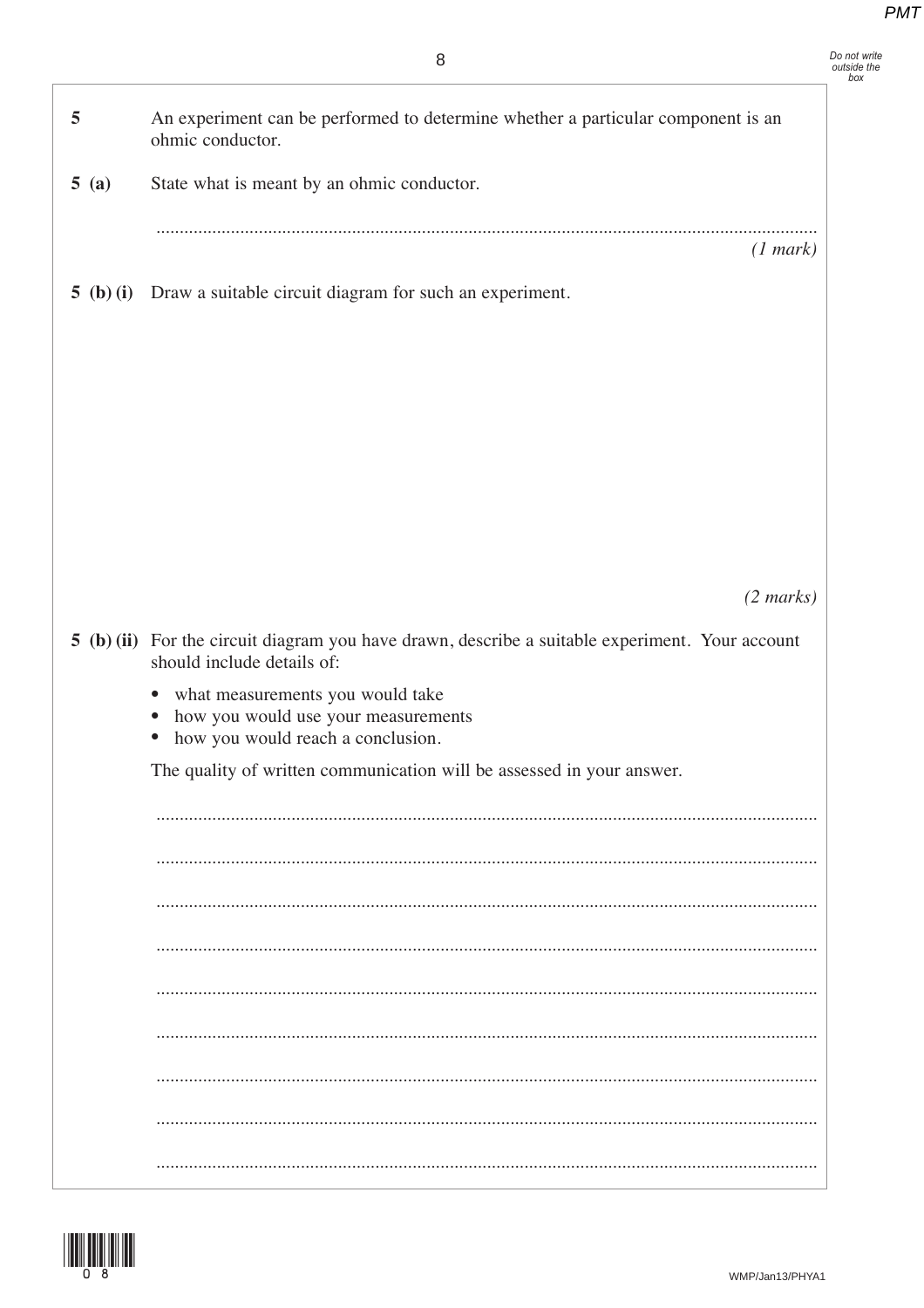**5** An experiment can be performed to determine whether a particular component is an ohmic conductor.

**5 (a)** State what is meant by an ohmic conductor.

............................................................................................................................................

*(1 mark)*

**5 (b) (i)** Draw a suitable circuit diagram for such an experiment.

*(2 marks)*

**5 (b) (ii)** For the circuit diagram you have drawn, describe a suitable experiment. Your account should include details of:

- what measurements you would take
- how you would use your measurements
- how you would reach a conclusion.

The quality of written communication will be assessed in your answer.

............................................................................................................................................

............................................................................................................................................

............................................................................................................................................

............................................................................................................................................

............................................................................................................................................

............................................................................................................................................

............................................................................................................................................

............................................................................................................................................

............................................................................................................................................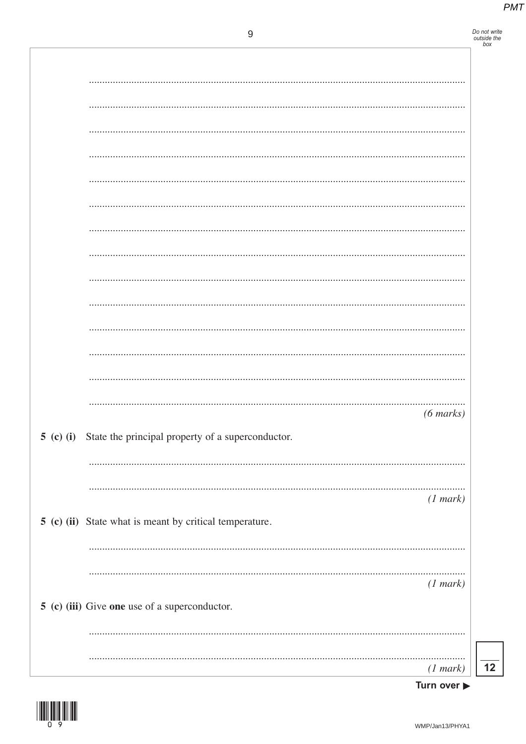*(6 marks)*

**5 (c) (i)** State the principal property of a superconductor.

*(1 mark)*

**5 (c) (ii)** State what is meant by critical temperature.

*(1 mark)*

**5 (c) (iii)** Give **one** use of a superconductor.

*(1 mark)*

**12**

**Turn over ▶**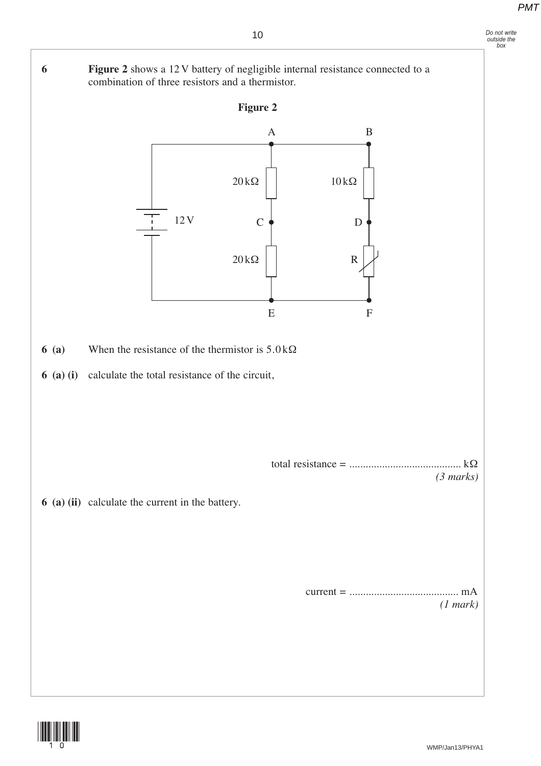**6** **Figure 2** shows a 12 V battery of negligible internal resistance connected to a combination of three resistors and a thermistor.

**Figure 2**

**6 (a)** When the resistance of the thermistor is 5.0 kΩ

**6 (a) (i)** calculate the total resistance of the circuit,

total resistance = ........................................ kΩ
*(3 marks)*

**6 (a) (ii)** calculate the current in the battery.

current = ........................................ mA
*(1 mark)*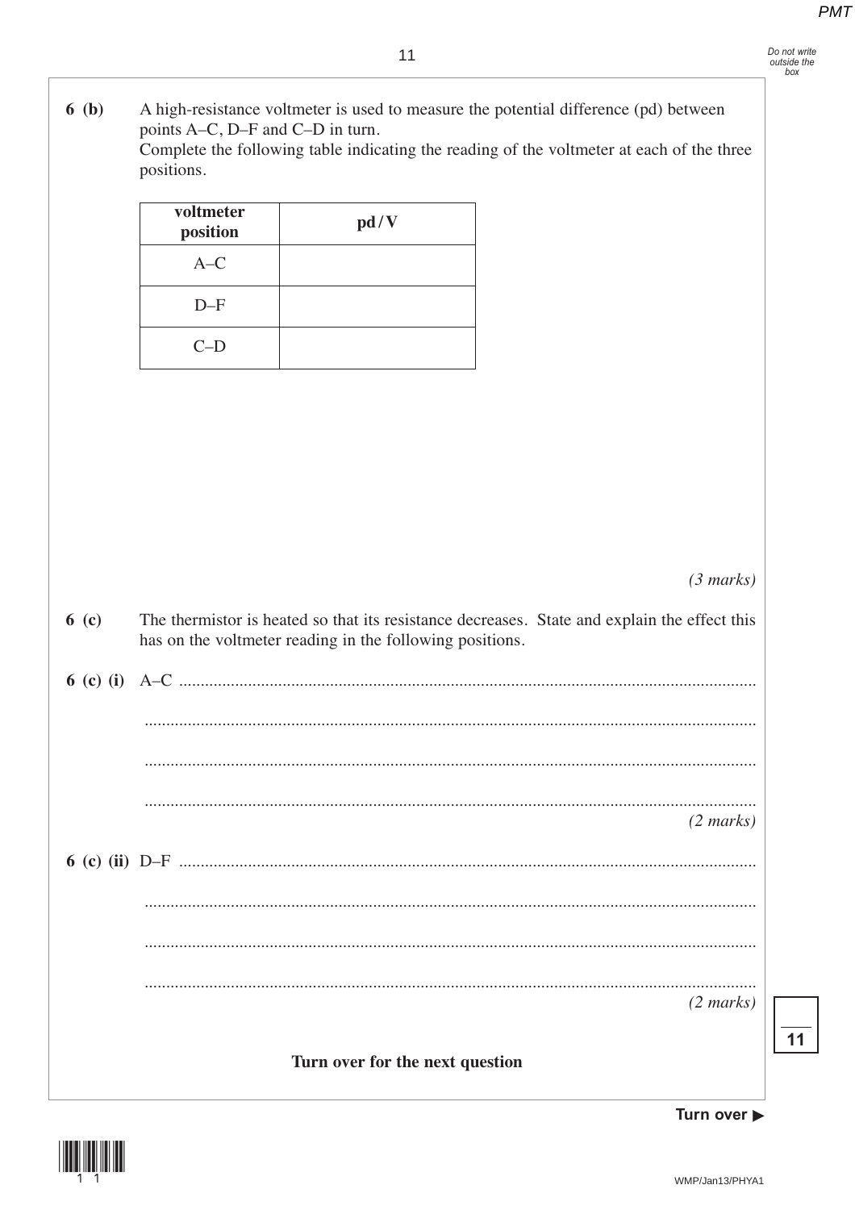**6 (b)** A high-resistance voltmeter is used to measure the potential difference (pd) between points A–C, D–F and C–D in turn.
Complete the following table indicating the reading of the voltmeter at each of the three positions.

| voltmeter position | pd / V |
|---|---|
| A–C | |
| D–F | |
| C–D | |

*(3 marks)*

**6 (c)** The thermistor is heated so that its resistance decreases. State and explain the effect this has on the voltmeter reading in the following positions.

**6 (c) (i)** A–C ............................................................................................................................

.............................................................................................................................................

.............................................................................................................................................

.............................................................................................................................................

*(2 marks)*

**6 (c) (ii)** D–F ............................................................................................................................

.............................................................................................................................................

.............................................................................................................................................

.............................................................................................................................................

*(2 marks)*

**Turn over for the next question**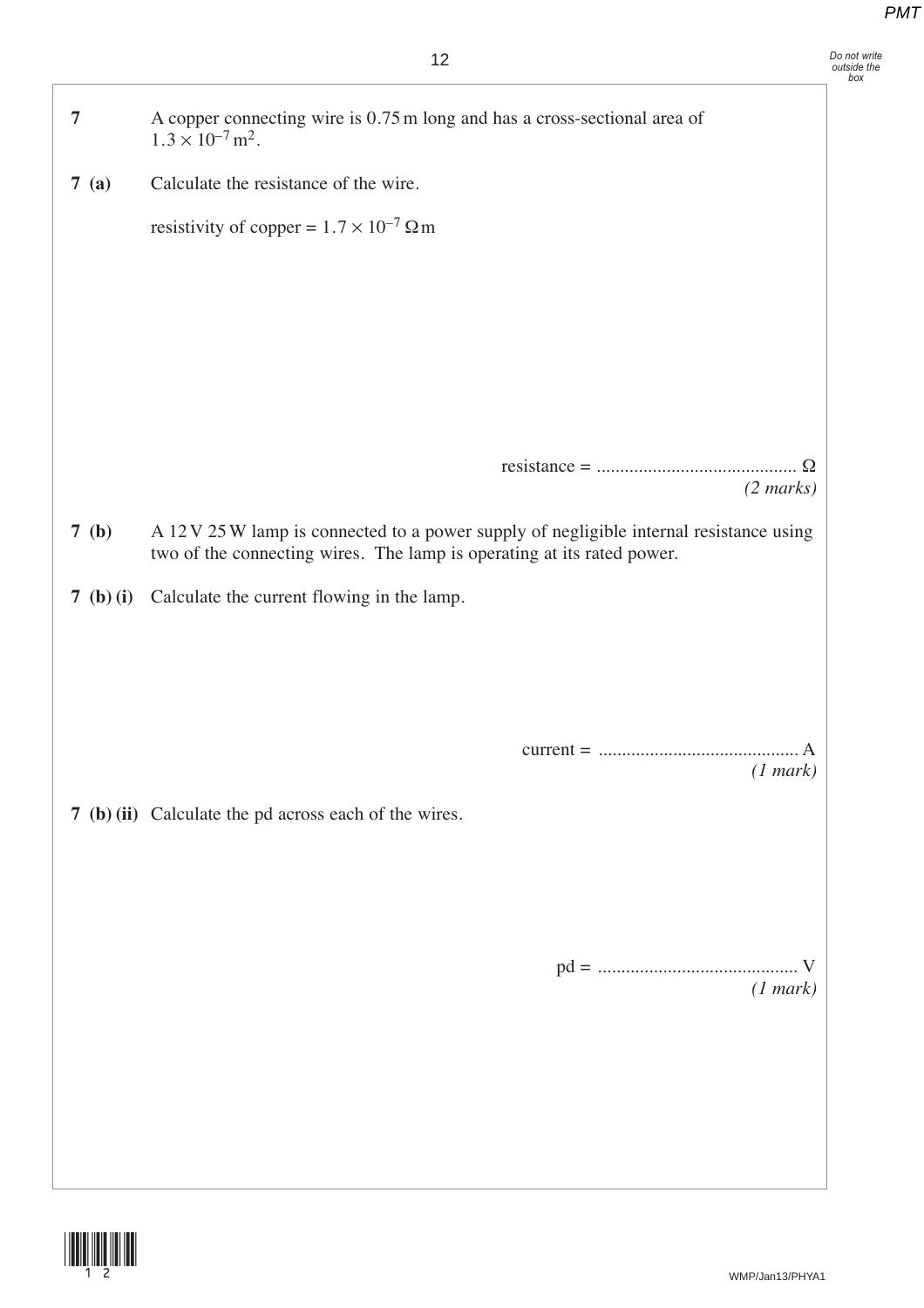**7** A copper connecting wire is 0.75 m long and has a cross-sectional area of $1.3 \times 10^{-7}\,\text{m}^2$.

**7 (a)** Calculate the resistance of the wire.

resistivity of copper = $1.7 \times 10^{-7}\,\Omega\,\text{m}$

resistance = .......................................... Ω
*(2 marks)*

**7 (b)** A 12 V 25 W lamp is connected to a power supply of negligible internal resistance using two of the connecting wires. The lamp is operating at its rated power.

**7 (b) (i)** Calculate the current flowing in the lamp.

current = .......................................... A
*(1 mark)*

**7 (b) (ii)** Calculate the pd across each of the wires.

pd = .......................................... V
*(1 mark)*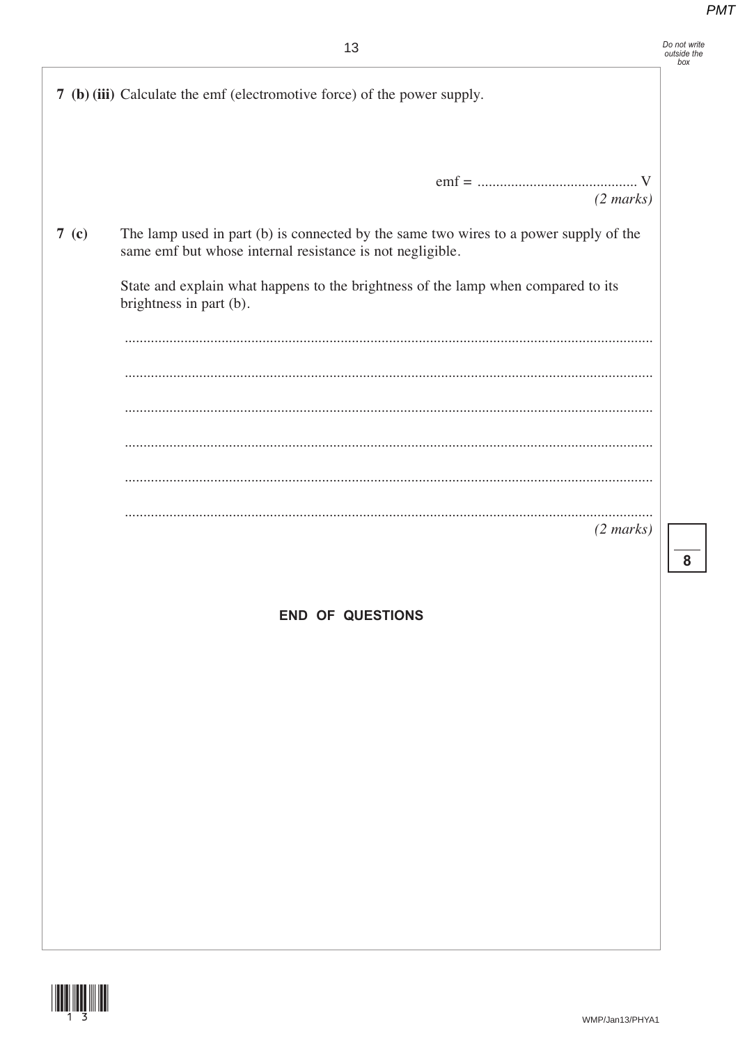**7 (b) (iii)** Calculate the emf (electromotive force) of the power supply.

emf = .......................................... V
*(2 marks)*

**7 (c)** The lamp used in part (b) is connected by the same two wires to a power supply of the same emf but whose internal resistance is not negligible.

State and explain what happens to the brightness of the lamp when compared to its brightness in part (b).

.............................................................................................................................................

.............................................................................................................................................

.............................................................................................................................................

.............................................................................................................................................

.............................................................................................................................................

.............................................................................................................................................
*(2 marks)*

**END OF QUESTIONS**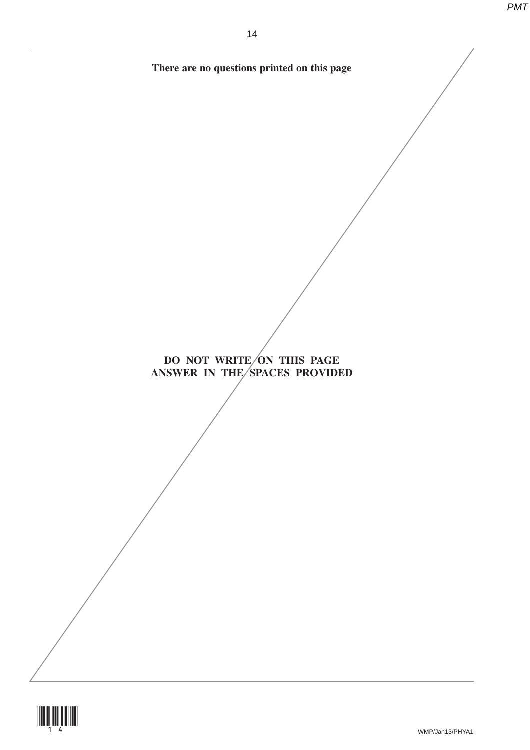**There are no questions printed on this page**

**DO NOT WRITE ON THIS PAGE**
**ANSWER IN THE SPACES PROVIDED**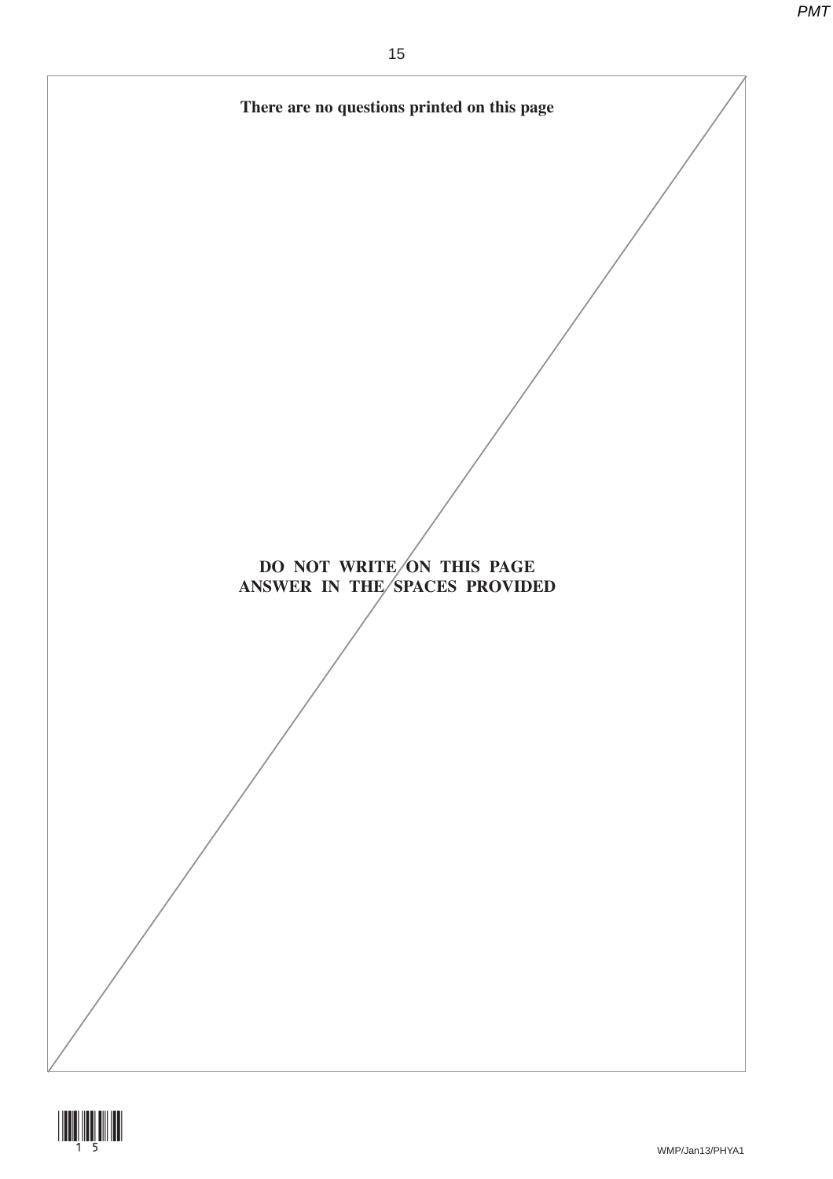**There are no questions printed on this page**

**DO NOT WRITE ON THIS PAGE**
**ANSWER IN THE SPACES PROVIDED**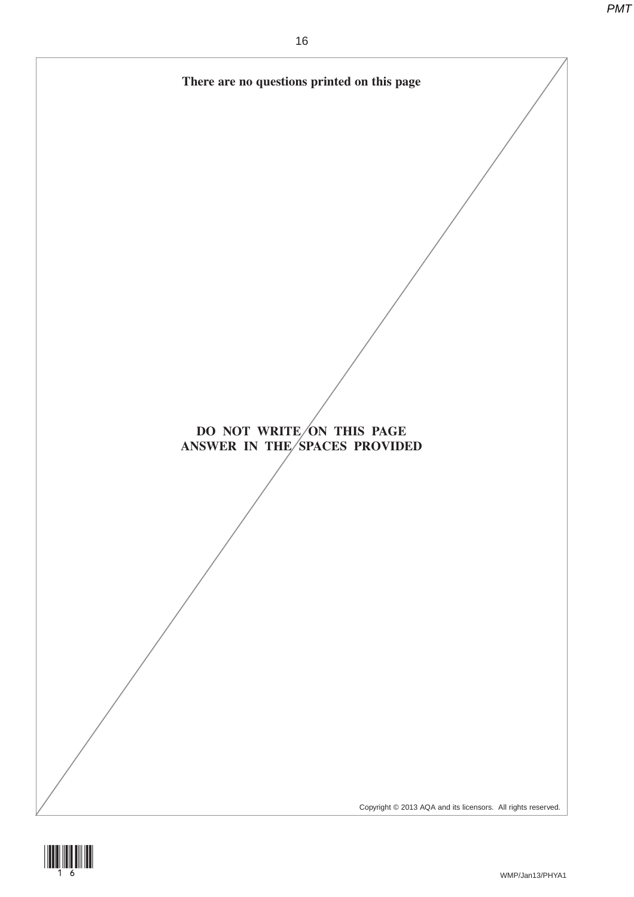**There are no questions printed on this page**

**DO NOT WRITE ON THIS PAGE**
**ANSWER IN THE SPACES PROVIDED**

Copyright © 2013 AQA and its licensors. All rights reserved.